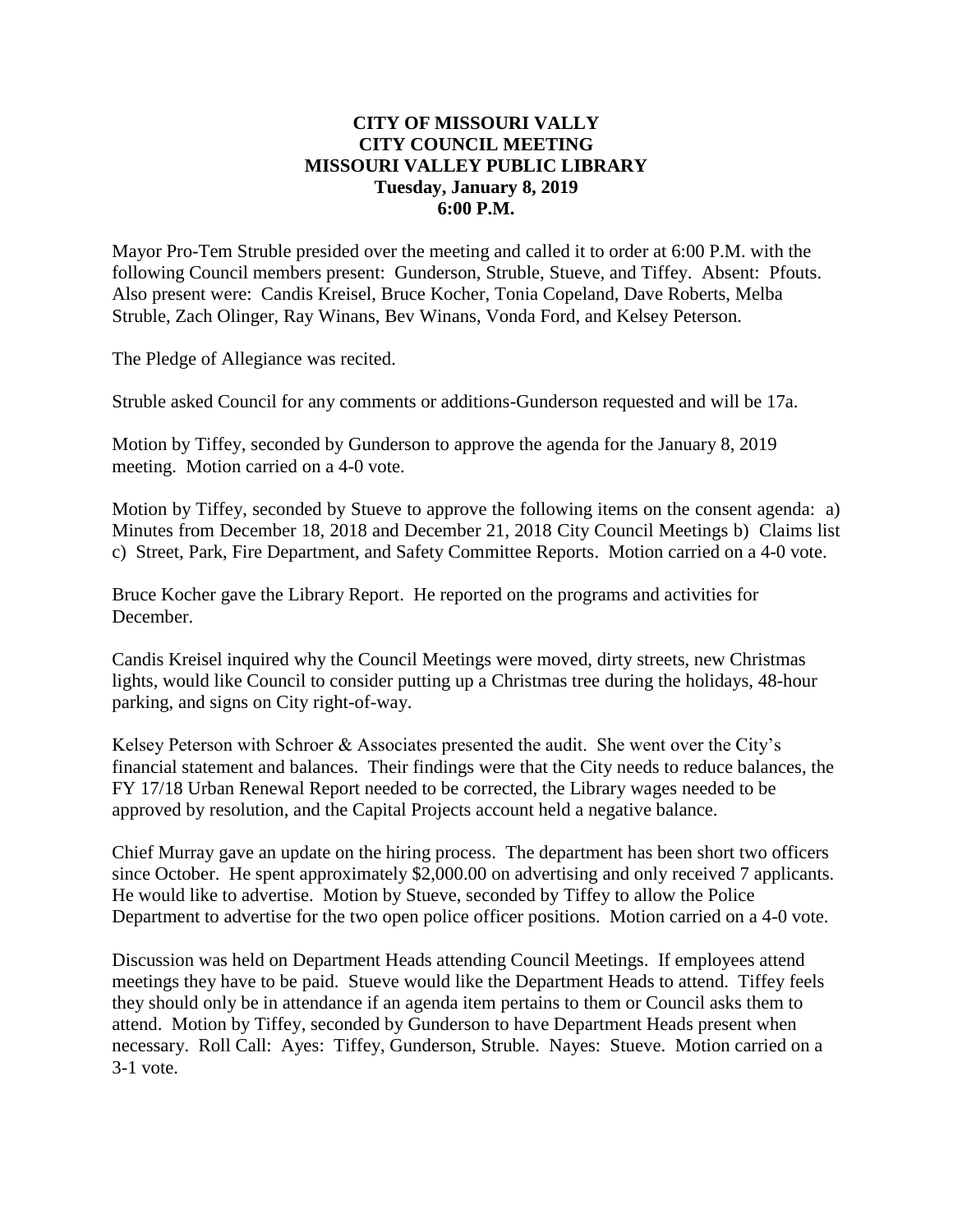**CITY OF MISSOURI VALLY**
**CITY COUNCIL MEETING**
**MISSOURI VALLEY PUBLIC LIBRARY**
**Tuesday, January 8, 2019**
**6:00 P.M.**

Mayor Pro-Tem Struble presided over the meeting and called it to order at 6:00 P.M. with the following Council members present: Gunderson, Struble, Stueve, and Tiffey. Absent: Pfouts. Also present were: Candis Kreisel, Bruce Kocher, Tonia Copeland, Dave Roberts, Melba Struble, Zach Olinger, Ray Winans, Bev Winans, Vonda Ford, and Kelsey Peterson.

The Pledge of Allegiance was recited.

Struble asked Council for any comments or additions-Gunderson requested and will be 17a.

Motion by Tiffey, seconded by Gunderson to approve the agenda for the January 8, 2019 meeting. Motion carried on a 4-0 vote.

Motion by Tiffey, seconded by Stueve to approve the following items on the consent agenda: a) Minutes from December 18, 2018 and December 21, 2018 City Council Meetings b) Claims list c) Street, Park, Fire Department, and Safety Committee Reports. Motion carried on a 4-0 vote.

Bruce Kocher gave the Library Report. He reported on the programs and activities for December.

Candis Kreisel inquired why the Council Meetings were moved, dirty streets, new Christmas lights, would like Council to consider putting up a Christmas tree during the holidays, 48-hour parking, and signs on City right-of-way.

Kelsey Peterson with Schroer & Associates presented the audit. She went over the City's financial statement and balances. Their findings were that the City needs to reduce balances, the FY 17/18 Urban Renewal Report needed to be corrected, the Library wages needed to be approved by resolution, and the Capital Projects account held a negative balance.

Chief Murray gave an update on the hiring process. The department has been short two officers since October. He spent approximately $2,000.00 on advertising and only received 7 applicants. He would like to advertise. Motion by Stueve, seconded by Tiffey to allow the Police Department to advertise for the two open police officer positions. Motion carried on a 4-0 vote.

Discussion was held on Department Heads attending Council Meetings. If employees attend meetings they have to be paid. Stueve would like the Department Heads to attend. Tiffey feels they should only be in attendance if an agenda item pertains to them or Council asks them to attend. Motion by Tiffey, seconded by Gunderson to have Department Heads present when necessary. Roll Call: Ayes: Tiffey, Gunderson, Struble. Nayes: Stueve. Motion carried on a 3-1 vote.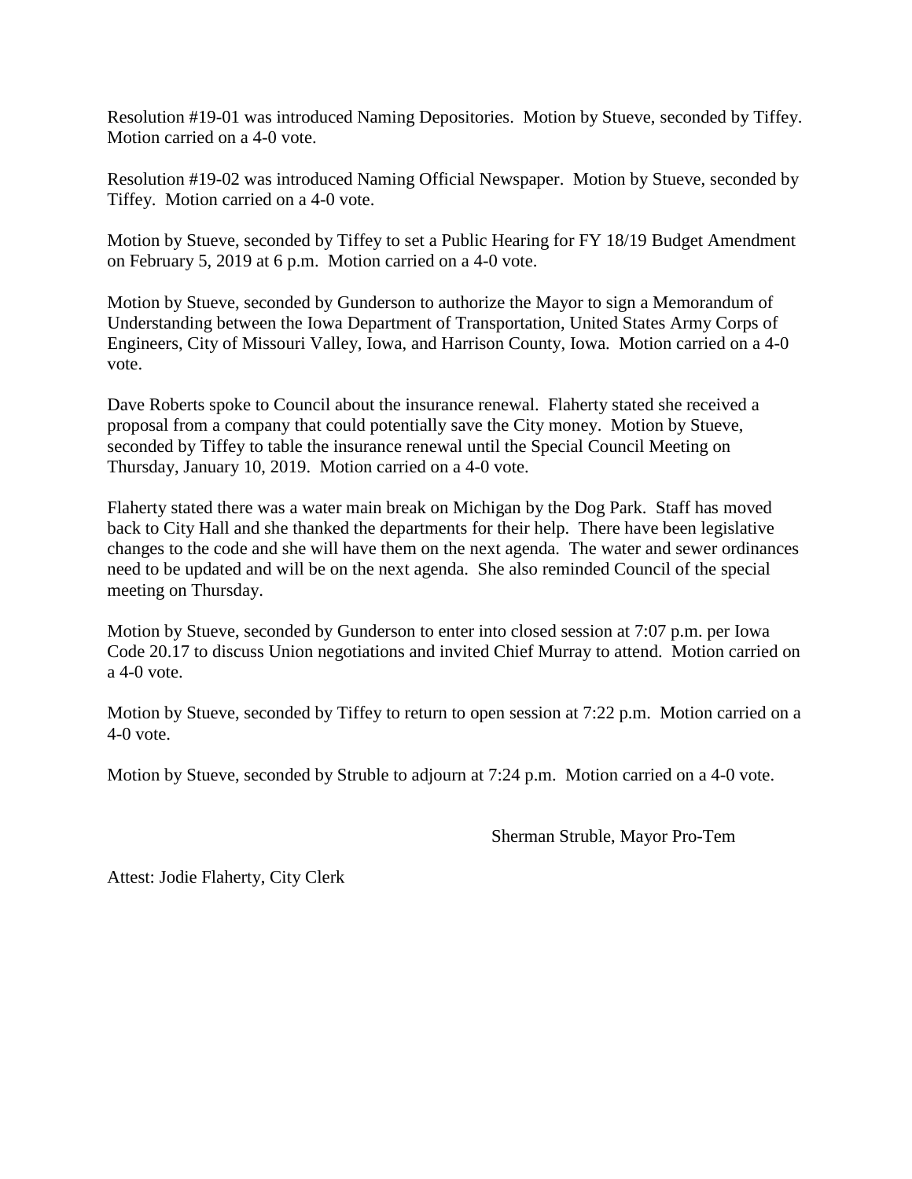Resolution #19-01 was introduced Naming Depositories. Motion by Stueve, seconded by Tiffey. Motion carried on a 4-0 vote.

Resolution #19-02 was introduced Naming Official Newspaper. Motion by Stueve, seconded by Tiffey. Motion carried on a 4-0 vote.

Motion by Stueve, seconded by Tiffey to set a Public Hearing for FY 18/19 Budget Amendment on February 5, 2019 at 6 p.m. Motion carried on a 4-0 vote.

Motion by Stueve, seconded by Gunderson to authorize the Mayor to sign a Memorandum of Understanding between the Iowa Department of Transportation, United States Army Corps of Engineers, City of Missouri Valley, Iowa, and Harrison County, Iowa. Motion carried on a 4-0 vote.

Dave Roberts spoke to Council about the insurance renewal. Flaherty stated she received a proposal from a company that could potentially save the City money. Motion by Stueve, seconded by Tiffey to table the insurance renewal until the Special Council Meeting on Thursday, January 10, 2019. Motion carried on a 4-0 vote.

Flaherty stated there was a water main break on Michigan by the Dog Park. Staff has moved back to City Hall and she thanked the departments for their help. There have been legislative changes to the code and she will have them on the next agenda. The water and sewer ordinances need to be updated and will be on the next agenda. She also reminded Council of the special meeting on Thursday.

Motion by Stueve, seconded by Gunderson to enter into closed session at 7:07 p.m. per Iowa Code 20.17 to discuss Union negotiations and invited Chief Murray to attend. Motion carried on a 4-0 vote.

Motion by Stueve, seconded by Tiffey to return to open session at 7:22 p.m. Motion carried on a 4-0 vote.

Motion by Stueve, seconded by Struble to adjourn at 7:24 p.m. Motion carried on a 4-0 vote.

Sherman Struble, Mayor Pro-Tem

Attest: Jodie Flaherty, City Clerk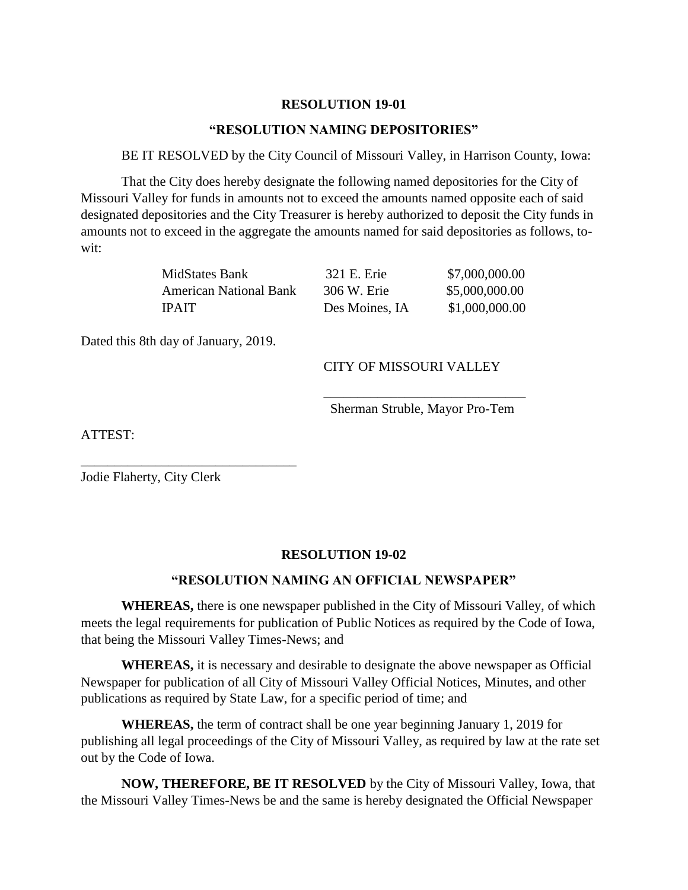**RESOLUTION 19-01**

**"RESOLUTION NAMING DEPOSITORIES"**

BE IT RESOLVED by the City Council of Missouri Valley, in Harrison County, Iowa:

That the City does hereby designate the following named depositories for the City of Missouri Valley for funds in amounts not to exceed the amounts named opposite each of said designated depositories and the City Treasurer is hereby authorized to deposit the City funds in amounts not to exceed in the aggregate the amounts named for said depositories as follows, to-wit:

| | | |
|---|---|---|
| MidStates Bank | 321 E. Erie | $7,000,000.00 |
| American National Bank | 306 W. Erie | $5,000,000.00 |
| IPAIT | Des Moines, IA | $1,000,000.00 |

Dated this 8th day of January, 2019.

CITY OF MISSOURI VALLEY

______________________________
Sherman Struble, Mayor Pro-Tem

ATTEST:

________________________________
Jodie Flaherty, City Clerk

**RESOLUTION 19-02**

**"RESOLUTION NAMING AN OFFICIAL NEWSPAPER"**

**WHEREAS,** there is one newspaper published in the City of Missouri Valley, of which meets the legal requirements for publication of Public Notices as required by the Code of Iowa, that being the Missouri Valley Times-News; and

**WHEREAS,** it is necessary and desirable to designate the above newspaper as Official Newspaper for publication of all City of Missouri Valley Official Notices, Minutes, and other publications as required by State Law, for a specific period of time; and

**WHEREAS,** the term of contract shall be one year beginning January 1, 2019 for publishing all legal proceedings of the City of Missouri Valley, as required by law at the rate set out by the Code of Iowa.

**NOW, THEREFORE, BE IT RESOLVED** by the City of Missouri Valley, Iowa, that the Missouri Valley Times-News be and the same is hereby designated the Official Newspaper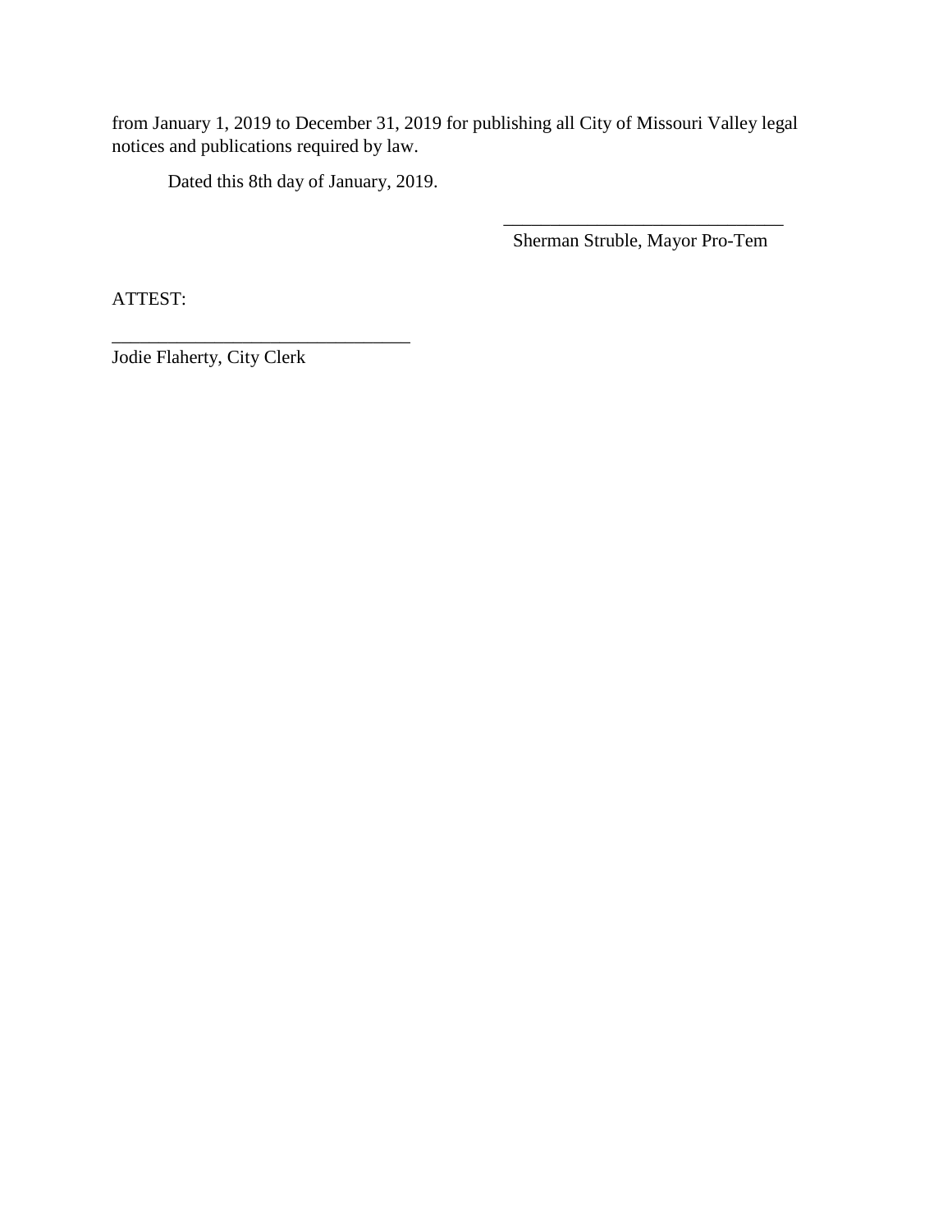from January 1, 2019 to December 31, 2019 for publishing all City of Missouri Valley legal notices and publications required by law.

Dated this 8th day of January, 2019.

_______________________________
Sherman Struble, Mayor Pro-Tem

ATTEST:

_________________________________
Jodie Flaherty, City Clerk